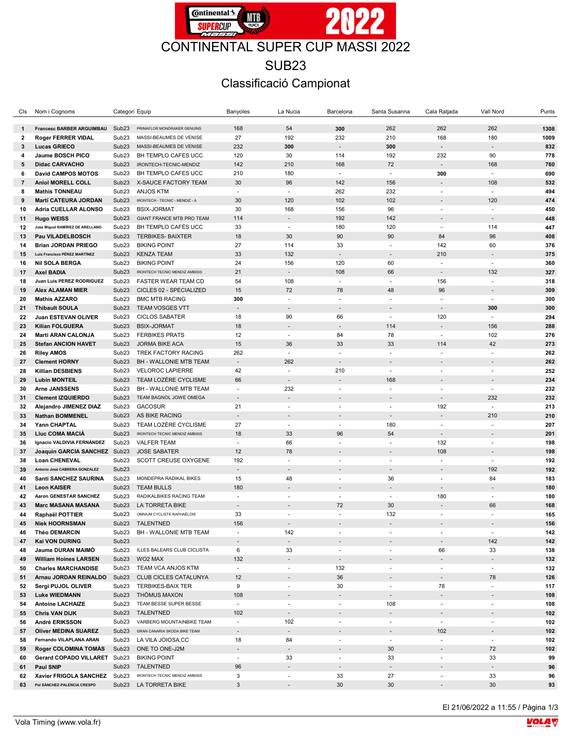# CONTINENTAL SUPER CUP MASSI 2022

## SUB23

## Classificació Campionat

| Cls | Nom i Cognoms | Categori | Equip | Banyoles | La Nucia | Barcelona | Santa Susanna | Cala Ratjada | Vall Nord | Punts |
|---|---|---|---|---|---|---|---|---|---|---|
| 1 | **Francesc BARBER ARGUIMBAU** | Sub23 | PRIMAFLOR MONDRAKER GENUINS | 168 | 54 | **300** | 262 | 262 | 262 | **1308** |
| 2 | **Roger FERRER VIDAL** | Sub23 | MASSI-BEAUMES DE VENISE | 27 | 192 | 232 | 210 | 168 | 180 | **1009** |
| 3 | **Lucas GRIECO** | Sub23 | MASSI-BEAUMES DE VENISE | 232 | **300** | - | **300** | - | - | **832** |
| 4 | **Jaume BOSCH PICO** | Sub23 | BH TEMPLO CAFES UCC | 120 | 30 | 114 | 192 | 232 | 90 | **778** |
| 5 | **Didac CARVACHO** | Sub23 | IRONTECH-TECNIC-MENDIZ | 142 | 210 | 168 | 72 | - | 168 | **760** |
| 6 | **David CAMPOS MOTOS** | Sub23 | BH TEMPLO CAFES UCC | 210 | 180 | - | - | **300** | - | **690** |
| 7 | **Aniol MORELL COLL** | Sub23 | X-SAUCE FACTORY TEAM | 30 | 96 | 142 | 156 | - | 108 | **532** |
| 8 | **Mathis TONNEAU** | Sub23 | ANJOS KTM | - | - | 262 | 232 | - | - | **494** |
| 9 | **Martí CATEURA JORDAN** | Sub23 | IRONTECH - TECNIC - MENDIZ - A | 30 | 120 | 102 | 102 | - | 120 | **474** |
| 10 | **Adria CUELLAR ALONSO** | Sub23 | BSIX-JORMAT | 30 | 168 | 156 | 96 | - | - | **450** |
| 11 | **Hugo WEISS** | Sub23 | GIANT FRANCE MTB PRO TEAM | 114 | - | 192 | 142 | - | - | **448** |
| 12 | **Jose Miguel RAMÍREZ DE ARELLANO** | Sub23 | BH TEMPLO CAFÉS UCC | 33 | - | 180 | 120 | - | 114 | **447** |
| 13 | **Pau VILADELBOSCH** | Sub23 | TERBIKES- BAIXTER | 18 | 30 | 90 | 90 | 84 | 96 | **408** |
| 14 | **Brian JORDAN PRIEGO** | Sub23 | BIKING POINT | 27 | 114 | 33 | - | 142 | 60 | **376** |
| 15 | **Luis Francisco PÉREZ MARTÍNEZ** | Sub23 | KENZA TEAM | 33 | 132 | - | - | 210 | - | **375** |
| 16 | **Nil SOLA BERGA** | Sub23 | BIKING POINT | 24 | 156 | 120 | 60 | - | - | **360** |
| 17 | **Axel BADIA** | Sub23 | IRONTECH TECNIC MENDIZ AMBISIS | 21 | - | 108 | 66 | - | 132 | **327** |
| 18 | **Juan Luis PEREZ RODRIGUEZ** | Sub23 | FASTER WEAR TEAM CD | 54 | 108 | - | - | 156 | - | **318** |
| 19 | **Alex ALAMAN MIER** | Sub23 | CICLES 02 - SPECIALIZED | 15 | 72 | 78 | 48 | 96 | - | **309** |
| 20 | **Mathis AZZARO** | Sub23 | BMC MTB RACING | **300** | - | - | - | - | - | **300** |
| 21 | **Thibault SOULA** | Sub23 | TEAM VOSGES VTT | - | - | - | - | - | **300** | **300** |
| 22 | **Juan ESTEVAN OLIVER** | Sub23 | CICLOS SABATER | 18 | 90 | 66 | - | 120 | - | **294** |
| 23 | **Kilian FOLGUERA** | Sub23 | BSIX-JORMAT | 18 | - | - | 114 | - | 156 | **288** |
| 24 | **Marti ARAN CALONJA** | Sub23 | FERBIKES PRATS | 12 | - | 84 | 78 | - | 102 | **276** |
| 25 | **Stefan ANCION HAVET** | Sub23 | JORMA BIKE ACA | 15 | 36 | 33 | 33 | 114 | 42 | **273** |
| 26 | **Riley AMOS** | Sub23 | TREK FACTORY RACING | 262 | - | - | - | - | - | **262** |
| 27 | **Clement HORNY** | Sub23 | BH - WALLONIE MTB TEAM | - | 262 | - | - | - | - | **262** |
| 28 | **Killian DESBIENS** | Sub23 | VELOROC LAPIERRE | 42 | - | 210 | - | - | - | **252** |
| 29 | **Lubin MONTEIL** | Sub23 | TEAM LOZÈRE CYCLISME | 66 | - | - | 168 | - | - | **234** |
| 30 | **Arne JANSSENS** | Sub23 | BH - WALLONIE MTB TEAM | - | 232 | - | - | - | - | **232** |
| 31 | **Clement IZQUIERDO** | Sub23 | TEAM BAGNOL JOWE OMEGA | - | - | - | - | - | 232 | **232** |
| 32 | **Alejandro JIMENEZ DIAZ** | Sub23 | GACOSUR | 21 | - | - | - | 192 | - | **213** |
| 33 | **Nathan BOMMENEL** | Sub23 | AS BIKE RACING | - | - | - | - | - | 210 | **210** |
| 34 | **Yann CHAPTAL** | Sub23 | TEAM LOZÈRE CYCLISME | 27 | - | - | 180 | - | - | **207** |
| 35 | **Lluc COMA MACIÀ** | Sub23 | IRONTECH TECNIC MENDIZ AMBISIS | 18 | 33 | 96 | 54 | - | - | **201** |
| 36 | **Ignacio VALDIVIA FERNÁNDEZ** | Sub23 | VALFER TEAM | - | 66 | - | - | 132 | - | **198** |
| 37 | **Joaquin GARCIA SANCHEZ** | Sub23 | JOSE SABATER | 12 | 78 | - | - | 108 | - | **198** |
| 38 | **Loan CHENEVAL** | Sub23 | SCOTT CREUSE OXYGENE | 192 | - | - | - | - | - | **192** |
| 39 | **Antonio José CABRERA GONZALEZ** | Sub23 | | - | - | - | - | - | 192 | **192** |
| 40 | **Santi SANCHEZ SAURINA** | Sub23 | MONDEPRA RADIKAL BIKES | 15 | 48 | - | 36 | - | 84 | **183** |
| 41 | **Leon KAISER** | Sub23 | TEAM BULLS | 180 | - | - | - | - | - | **180** |
| 42 | **Aaron GENESTAR SANCHEZ** | Sub23 | RADIKALBIKES RACING TEAM | - | - | - | - | 180 | - | **180** |
| 43 | **Marc MASANA MASANA** | Sub23 | LA TORRETA BIKE | - | - | 72 | 30 | - | 66 | **168** |
| 44 | **Raphaël POTTIER** | Sub23 | OMNIUM CYCLISTE RAPHAËLOIS | 33 | - | - | 132 | - | - | **165** |
| 45 | **Niek HOORNSMAN** | Sub23 | TALENTNED | 156 | - | - | - | - | - | **156** |
| 46 | **Théo DEMARCIN** | Sub23 | BH - WALLONIE MTB TEAM | - | 142 | - | - | - | - | **142** |
| 47 | **Kai VON DURING** | Sub23 | | - | - | - | - | - | 142 | **142** |
| 48 | **Jaume DURAN MAIMÓ** | Sub23 | ILLES BALEARS CLUB CICLISTA | 6 | 33 | - | - | 66 | 33 | **138** |
| 49 | **William Hoines LARSEN** | Sub23 | WO2 MAX | 132 | - | - | - | - | - | **132** |
| 50 | **Charles MARCHANDISE** | Sub23 | TEAM VCA ANJOS KTM | - | - | 132 | - | - | - | **132** |
| 51 | **Arnau JORDAN REINALDO** | Sub23 | CLUB CICLES CATALUNYA | 12 | - | 36 | - | - | 78 | **126** |
| 52 | **Sergi PUJOL OLIVER** | Sub23 | TERBIKES-BAIX TER | 9 | - | 30 | - | 78 | - | **117** |
| 53 | **Luke WIEDMANN** | Sub23 | THÖMUS MAXON | 108 | - | - | - | - | - | **108** |
| 54 | **Antoine LACHAIZE** | Sub23 | TEAM BESSE SUPER BESSE | - | - | - | 108 | - | - | **108** |
| 55 | **Chris VAN DIJK** | Sub23 | TALENTNED | 102 | - | - | - | - | - | **102** |
| 56 | **André ERIKSSON** | Sub23 | VARBERG MOUNTAINBIKE TEAM | - | 102 | - | - | - | - | **102** |
| 57 | **Oliver MEDINA SUAREZ** | Sub23 | GRAN CANARIA SKODA BIKE TEAM | - | - | - | - | 102 | - | **102** |
| 58 | **Fernando VILAPLANA ARAN** | Sub23 | LA VILA JOIOSA,CC | 18 | 84 | - | - | - | - | **102** |
| 59 | **Roger COLOMINA TOMÀS** | Sub23 | ONE TO ONE-J2M | - | - | - | 30 | - | 72 | **102** |
| 60 | **Gerard COPADO VILLARET** | Sub23 | BIKING POINT | - | 33 | - | 33 | - | 33 | **99** |
| 61 | **Paul SNIP** | Sub23 | TALENTNED | 96 | - | - | - | - | - | **96** |
| 62 | **Xavier FRIGOLA SANCHEZ** | Sub23 | IRONTECH TECNIC MENDIZ AMBISIS | 3 | - | 33 | 27 | - | 33 | **96** |
| 63 | **Pol SÁNCHEZ-PALENCIA CRESPO** | Sub23 | LA TORRETA BIKE | 3 | - | 30 | 30 | - | 30 | **93** |

El 21/06/2022 a 11:55 / Pàgina 1/3

Vola Timing (www.vola.fr)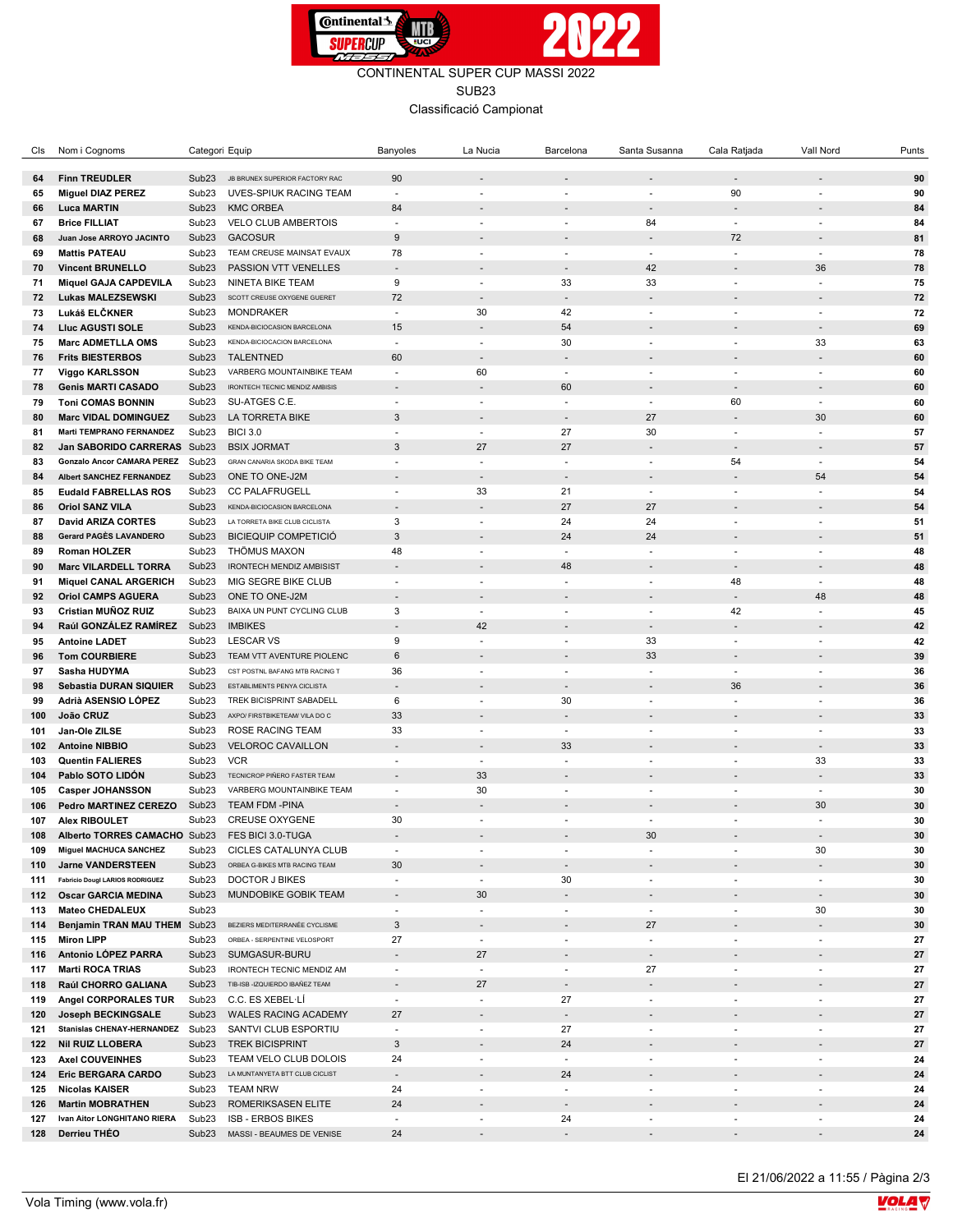CONTINENTAL SUPER CUP MASSI 2022

SUB23

Classificació Campionat

| Cls | Nom i Cognoms | Categori | Equip | Banyoles | La Nucia | Barcelona | Santa Susanna | Cala Ratjada | Vall Nord | Punts |
|---|---|---|---|---|---|---|---|---|---|---|
| 64 | **Finn TREUDLER** | Sub23 | JB BRUNEX SUPERIOR FACTORY RAC | 90 | - | - | - | - | - | **90** |
| 65 | **Miguel DIAZ PEREZ** | Sub23 | UVES-SPIUK RACING TEAM | - | - | - | - | 90 | - | **90** |
| 66 | **Luca MARTIN** | Sub23 | KMC ORBEA | 84 | - | - | - | - | - | **84** |
| 67 | **Brice FILLIAT** | Sub23 | VELO CLUB AMBERTOIS | - | - | - | 84 | - | - | **84** |
| 68 | **Juan Jose ARROYO JACINTO** | Sub23 | GACOSUR | 9 | - | - | - | 72 | - | **81** |
| 69 | **Mattis PATEAU** | Sub23 | TEAM CREUSE MAINSAT EVAUX | 78 | - | - | - | - | - | **78** |
| 70 | **Vincent BRUNELLO** | Sub23 | PASSION VTT VENELLES | - | - | - | 42 | - | 36 | **78** |
| 71 | **Miquel GAJA CAPDEVILA** | Sub23 | NINETA BIKE TEAM | 9 | - | 33 | 33 | - | - | **75** |
| 72 | **Lukas MALEZSEWSKI** | Sub23 | SCOTT CREUSE OXYGENE GUERET | 72 | - | - | - | - | - | **72** |
| 73 | **Lukáš ELČKNER** | Sub23 | MONDRAKER | - | 30 | 42 | - | - | - | **72** |
| 74 | **Lluc AGUSTI SOLE** | Sub23 | KENDA-BICIOCASION BARCELONA | 15 | - | 54 | - | - | - | **69** |
| 75 | **Marc ADMETLLA OMS** | Sub23 | KENDA-BICIOCACION BARCELONA | - | - | 30 | - | - | 33 | **63** |
| 76 | **Frits BIESTERBOS** | Sub23 | TALENTNED | 60 | - | - | - | - | - | **60** |
| 77 | **Viggo KARLSSON** | Sub23 | VARBERG MOUNTAINBIKE TEAM | - | 60 | - | - | - | - | **60** |
| 78 | **Genis MARTI CASADO** | Sub23 | IRONTECH TECNIC MENDIZ AMBISIS | - | - | 60 | - | - | - | **60** |
| 79 | **Toni COMAS BONNIN** | Sub23 | SU-ATGES C.E. | - | - | - | - | 60 | - | **60** |
| 80 | **Marc VIDAL DOMINGUEZ** | Sub23 | LA TORRETA BIKE | 3 | - | - | 27 | - | 30 | **60** |
| 81 | **Marti TEMPRANO FERNANDEZ** | Sub23 | BICI 3.0 | - | - | 27 | 30 | - | - | **57** |
| 82 | **Jan SABORIDO CARRERAS** | Sub23 | BSIX JORMAT | 3 | 27 | 27 | - | - | - | **57** |
| 83 | **Gonzalo Ancor CAMARA PEREZ** | Sub23 | GRAN CANARIA SKODA BIKE TEAM | - | - | - | - | 54 | - | **54** |
| 84 | **Albert SANCHEZ FERNANDEZ** | Sub23 | ONE TO ONE-J2M | - | - | - | - | - | 54 | **54** |
| 85 | **Eudald FABRELLAS ROS** | Sub23 | CC PALAFRUGELL | - | 33 | 21 | - | - | - | **54** |
| 86 | **Oriol SANZ VILA** | Sub23 | KENDA-BICIOCASION BARCELONA | - | - | 27 | 27 | - | - | **54** |
| 87 | **David ARIZA CORTES** | Sub23 | LA TORRETA BIKE CLUB CICLISTA | 3 | - | 24 | 24 | - | - | **51** |
| 88 | **Gerard PAGÈS LAVANDERO** | Sub23 | BICIEQUIP COMPETICIÓ | 3 | - | 24 | 24 | - | - | **51** |
| 89 | **Roman HOLZER** | Sub23 | THÖMUS MAXON | 48 | - | - | - | - | - | **48** |
| 90 | **Marc VILARDELL TORRA** | Sub23 | IRONTECH MENDIZ AMBISIST | - | - | 48 | - | - | - | **48** |
| 91 | **Miquel CANAL ARGERICH** | Sub23 | MIG SEGRE BIKE CLUB | - | - | - | - | 48 | - | **48** |
| 92 | **Oriol CAMPS AGUERA** | Sub23 | ONE TO ONE-J2M | - | - | - | - | - | 48 | **48** |
| 93 | **Cristian MUÑOZ RUIZ** | Sub23 | BAIXA UN PUNT CYCLING CLUB | 3 | - | - | - | 42 | - | **45** |
| 94 | **Raúl GONZÁLEZ RAMÍREZ** | Sub23 | IMBIKES | - | 42 | - | - | - | - | **42** |
| 95 | **Antoine LADET** | Sub23 | LESCAR VS | 9 | - | - | 33 | - | - | **42** |
| 96 | **Tom COURBIERE** | Sub23 | TEAM VTT AVENTURE PIOLENC | 6 | - | - | 33 | - | - | **39** |
| 97 | **Sasha HUDYMA** | Sub23 | CST POSTNL BAFANG MTB RACING T | 36 | - | - | - | - | - | **36** |
| 98 | **Sebastia DURAN SIQUIER** | Sub23 | ESTABLIMENTS PENYA CICLISTA | - | - | - | - | 36 | - | **36** |
| 99 | **Adrià ASENSIO LÓPEZ** | Sub23 | TREK BICISPRINT SABADELL | 6 | - | 30 | - | - | - | **36** |
| 100 | **João CRUZ** | Sub23 | AXPO/ FIRSTBIKETEAM/ VILA DO C | 33 | - | - | - | - | - | **33** |
| 101 | **Jan-Ole ZILSE** | Sub23 | ROSE RACING TEAM | 33 | - | - | - | - | - | **33** |
| 102 | **Antoine NIBBIO** | Sub23 | VELOROC CAVAILLON | - | - | 33 | - | - | - | **33** |
| 103 | **Quentin FALIERES** | Sub23 | VCR | - | - | - | - | - | 33 | **33** |
| 104 | **Pablo SOTO LIDÓN** | Sub23 | TECNICROP PIÑERO FASTER TEAM | - | 33 | - | - | - | - | **33** |
| 105 | **Casper JOHANSSON** | Sub23 | VARBERG MOUNTAINBIKE TEAM | - | 30 | - | - | - | - | **30** |
| 106 | **Pedro MARTINEZ CEREZO** | Sub23 | TEAM FDM -PINA | - | - | - | - | - | 30 | **30** |
| 107 | **Alex RIBOULET** | Sub23 | CREUSE OXYGENE | 30 | - | - | - | - | - | **30** |
| 108 | **Alberto TORRES CAMACHO** | Sub23 | FES BICI 3.0-TUGA | - | - | - | 30 | - | - | **30** |
| 109 | **Miguel MACHUCA SANCHEZ** | Sub23 | CICLES CATALUNYA CLUB | - | - | - | - | - | 30 | **30** |
| 110 | **Jarne VANDERSTEEN** | Sub23 | ORBEA G-BIKES MTB RACING TEAM | 30 | - | - | - | - | - | **30** |
| 111 | **Fabricio Dougl LARIOS RODRIGUEZ** | Sub23 | DOCTOR J BIKES | - | - | 30 | - | - | - | **30** |
| 112 | **Oscar GARCIA MEDINA** | Sub23 | MUNDOBIKE GOBIK TEAM | - | 30 | - | - | - | - | **30** |
| 113 | **Mateo CHEDALEUX** | Sub23 | | - | - | - | - | - | 30 | **30** |
| 114 | **Benjamin TRAN MAU THEM** | Sub23 | BEZIERS MEDITERRANÉE CYCLISME | 3 | - | - | 27 | - | - | **30** |
| 115 | **Miron LIPP** | Sub23 | ORBEA - SERPENTINE VELOSPORT | 27 | - | - | - | - | - | **27** |
| 116 | **Antonio LÓPEZ PARRA** | Sub23 | SUMGASUR-BURU | - | 27 | - | - | - | - | **27** |
| 117 | **Marti ROCA TRIAS** | Sub23 | IRONTECH TECNIC MENDIZ AM | - | - | - | 27 | - | - | **27** |
| 118 | **Raúl CHORRO GALIANA** | Sub23 | TIB-ISB -IZQUIERDO IBAÑEZ TEAM | - | 27 | - | - | - | - | **27** |
| 119 | **Angel CORPORALES TUR** | Sub23 | C.C. ES XEBEL·LÍ | - | - | 27 | - | - | - | **27** |
| 120 | **Joseph BECKINGSALE** | Sub23 | WALES RACING ACADEMY | 27 | - | - | - | - | - | **27** |
| 121 | **Stanislas CHENAY-HERNANDEZ** | Sub23 | SANTVI CLUB ESPORTIU | - | - | 27 | - | - | - | **27** |
| 122 | **Nil RUIZ LLOBERA** | Sub23 | TREK BICISPRINT | 3 | - | 24 | - | - | - | **27** |
| 123 | **Axel COUVEINHES** | Sub23 | TEAM VELO CLUB DOLOIS | 24 | - | - | - | - | - | **24** |
| 124 | **Eric BERGARA CARDO** | Sub23 | LA MUNTANYETA BTT CLUB CICLIST | - | - | 24 | - | - | - | **24** |
| 125 | **Nicolas KAISER** | Sub23 | TEAM NRW | 24 | - | - | - | - | - | **24** |
| 126 | **Martin MOBRATHEN** | Sub23 | ROMERIKSASEN ELITE | 24 | - | - | - | - | - | **24** |
| 127 | **Ivan Aitor LONGHITANO RIERA** | Sub23 | ISB - ERBOS BIKES | - | - | 24 | - | - | - | **24** |
| 128 | **Derrieu THÉO** | Sub23 | MASSI - BEAUMES DE VENISE | 24 | - | - | - | - | - | **24** |

El 21/06/2022 a 11:55

Vola Timing (www.vola.fr)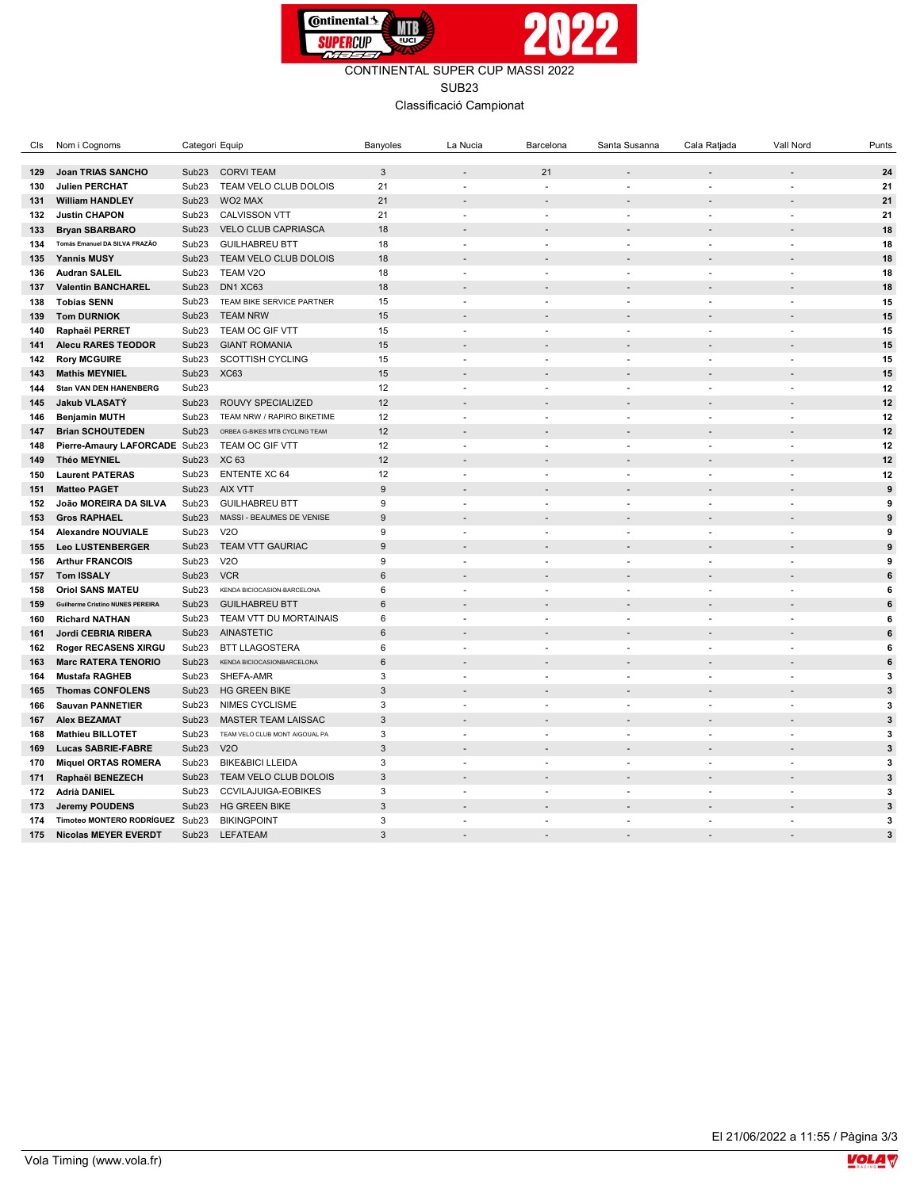CONTINENTAL SUPER CUP MASSI 2022

SUB23

Classificació Campionat

| Cls | Nom i Cognoms | Categori | Equip | Banyoles | La Nucia | Barcelona | Santa Susanna | Cala Ratjada | Vall Nord | Punts |
|---|---|---|---|---|---|---|---|---|---|---|
| 129 | **Joan TRIAS SANCHO** | Sub23 | CORVI TEAM | 3 | - | 21 | - | - | - | **24** |
| 130 | **Julien PERCHAT** | Sub23 | TEAM VELO CLUB DOLOIS | 21 | - | - | - | - | - | **21** |
| 131 | **William HANDLEY** | Sub23 | WO2 MAX | 21 | - | - | - | - | - | **21** |
| 132 | **Justin CHAPON** | Sub23 | CALVISSON VTT | 21 | - | - | - | - | - | **21** |
| 133 | **Bryan SBARBARO** | Sub23 | VELO CLUB CAPRIASCA | 18 | - | - | - | - | - | **18** |
| 134 | **Tomás Emanuel DA SILVA FRAZÃO** | Sub23 | GUILHABREU BTT | 18 | - | - | - | - | - | **18** |
| 135 | **Yannis MUSY** | Sub23 | TEAM VELO CLUB DOLOIS | 18 | - | - | - | - | - | **18** |
| 136 | **Audran SALEIL** | Sub23 | TEAM V2O | 18 | - | - | - | - | - | **18** |
| 137 | **Valentin BANCHAREL** | Sub23 | DN1 XC63 | 18 | - | - | - | - | - | **18** |
| 138 | **Tobias SENN** | Sub23 | TEAM BIKE SERVICE PARTNER | 15 | - | - | - | - | - | **15** |
| 139 | **Tom DURNIOK** | Sub23 | TEAM NRW | 15 | - | - | - | - | - | **15** |
| 140 | **Raphaël PERRET** | Sub23 | TEAM OC GIF VTT | 15 | - | - | - | - | - | **15** |
| 141 | **Alecu RARES TEODOR** | Sub23 | GIANT ROMANIA | 15 | - | - | - | - | - | **15** |
| 142 | **Rory MCGUIRE** | Sub23 | SCOTTISH CYCLING | 15 | - | - | - | - | - | **15** |
| 143 | **Mathis MEYNIEL** | Sub23 | XC63 | 15 | - | - | - | - | - | **15** |
| 144 | **Stan VAN DEN HANENBERG** | Sub23 | | 12 | - | - | - | - | - | **12** |
| 145 | **Jakub VLASATÝ** | Sub23 | ROUVY SPECIALIZED | 12 | - | - | - | - | - | **12** |
| 146 | **Benjamin MUTH** | Sub23 | TEAM NRW / RAPIRO BIKETIME | 12 | - | - | - | - | - | **12** |
| 147 | **Brian SCHOUTEDEN** | Sub23 | ORBEA G-BIKES MTB CYCLING TEAM | 12 | - | - | - | - | - | **12** |
| 148 | **Pierre-Amaury LAFORCADE** | Sub23 | TEAM OC GIF VTT | 12 | - | - | - | - | - | **12** |
| 149 | **Théo MEYNIEL** | Sub23 | XC 63 | 12 | - | - | - | - | - | **12** |
| 150 | **Laurent PATERAS** | Sub23 | ENTENTE XC 64 | 12 | - | - | - | - | - | **12** |
| 151 | **Matteo PAGET** | Sub23 | AIX VTT | 9 | - | - | - | - | - | **9** |
| 152 | **João MOREIRA DA SILVA** | Sub23 | GUILHABREU BTT | 9 | - | - | - | - | - | **9** |
| 153 | **Gros RAPHAEL** | Sub23 | MASSI - BEAUMES DE VENISE | 9 | - | - | - | - | - | **9** |
| 154 | **Alexandre NOUVIALE** | Sub23 | V2O | 9 | - | - | - | - | - | **9** |
| 155 | **Leo LUSTENBERGER** | Sub23 | TEAM VTT GAURIAC | 9 | - | - | - | - | - | **9** |
| 156 | **Arthur FRANCOIS** | Sub23 | V2O | 9 | - | - | - | - | - | **9** |
| 157 | **Tom ISSALY** | Sub23 | VCR | 6 | - | - | - | - | - | **6** |
| 158 | **Oriol SANS MATEU** | Sub23 | KENDA BICIOCASION-BARCELONA | 6 | - | - | - | - | - | **6** |
| 159 | **Guilherme Cristino NUNES PEREIRA** | Sub23 | GUILHABREU BTT | 6 | - | - | - | - | - | **6** |
| 160 | **Richard NATHAN** | Sub23 | TEAM VTT DU MORTAINAIS | 6 | - | - | - | - | - | **6** |
| 161 | **Jordi CEBRIA RIBERA** | Sub23 | AINASTETIC | 6 | - | - | - | - | - | **6** |
| 162 | **Roger RECASENS XIRGU** | Sub23 | BTT LLAGOSTERA | 6 | - | - | - | - | - | **6** |
| 163 | **Marc RATERA TENORIO** | Sub23 | KENDA BICIOCASIONBARCELONA | 6 | - | - | - | - | - | **6** |
| 164 | **Mustafa RAGHEB** | Sub23 | SHEFA-AMR | 3 | - | - | - | - | - | **3** |
| 165 | **Thomas CONFOLENS** | Sub23 | HG GREEN BIKE | 3 | - | - | - | - | - | **3** |
| 166 | **Sauvan PANNETIER** | Sub23 | NIMES CYCLISME | 3 | - | - | - | - | - | **3** |
| 167 | **Alex BEZAMAT** | Sub23 | MASTER TEAM LAISSAC | 3 | - | - | - | - | - | **3** |
| 168 | **Mathieu BILLOTET** | Sub23 | TEAM VELO CLUB MONT AIGOUAL PA | 3 | - | - | - | - | - | **3** |
| 169 | **Lucas SABRIE-FABRE** | Sub23 | V2O | 3 | - | - | - | - | - | **3** |
| 170 | **Miquel ORTAS ROMERA** | Sub23 | BIKE&BICI LLEIDA | 3 | - | - | - | - | - | **3** |
| 171 | **Raphaël BENEZECH** | Sub23 | TEAM VELO CLUB DOLOIS | 3 | - | - | - | - | - | **3** |
| 172 | **Adrià DANIEL** | Sub23 | CCVILAJUIGA-EOBIKES | 3 | - | - | - | - | - | **3** |
| 173 | **Jeremy POUDENS** | Sub23 | HG GREEN BIKE | 3 | - | - | - | - | - | **3** |
| 174 | **Timoteo MONTERO RODRÍGUEZ** | Sub23 | BIKINGPOINT | 3 | - | - | - | - | - | **3** |
| 175 | **Nicolas MEYER EVERDT** | Sub23 | LEFATEAM | 3 | - | - | - | - | - | **3** |

El 21/06/2022 a 11:55

Vola Timing (www.vola.fr)